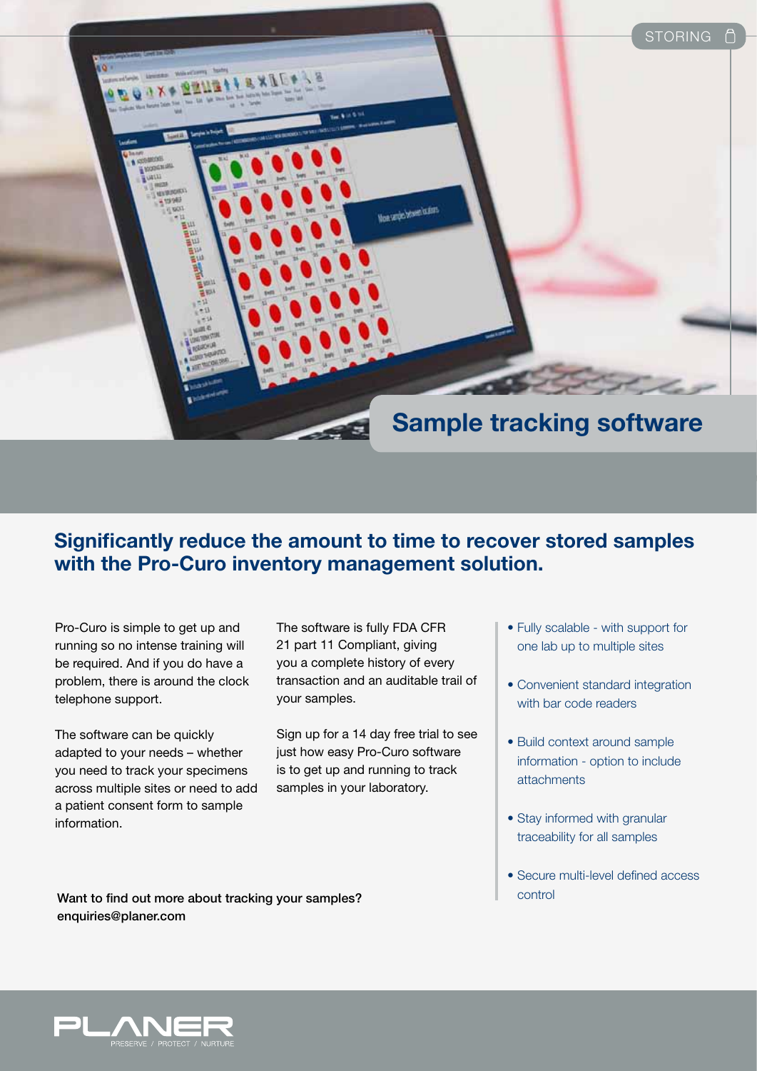STORING

# Sample tracking software

## Significantly reduce the amount to time to recover stored samples with the Pro-Curo inventory management solution.

Pro-Curo is simple to get up and running so no intense training will be required. And if you do have a problem, there is around the clock telephone support.

The software can be quickly adapted to your needs – whether you need to track your specimens across multiple sites or need to add a patient consent form to sample information.

The software is fully FDA CFR 21 part 11 Compliant, giving you a complete history of every transaction and an auditable trail of your samples.

Sign up for a 14 day free trial to see just how easy Pro-Curo software is to get up and running to track samples in your laboratory.

- Fully scalable - with support for one lab up to multiple sites
- Convenient standard integration with bar code readers
- Build context around sample information - option to include attachments
- Stay informed with granular traceability for all samples
- Secure multi-level defined access control

**Want to find out more about tracking your samples?**
**enquiries@planer.com**

PLANER
PRESERVE / PROTECT / NURTURE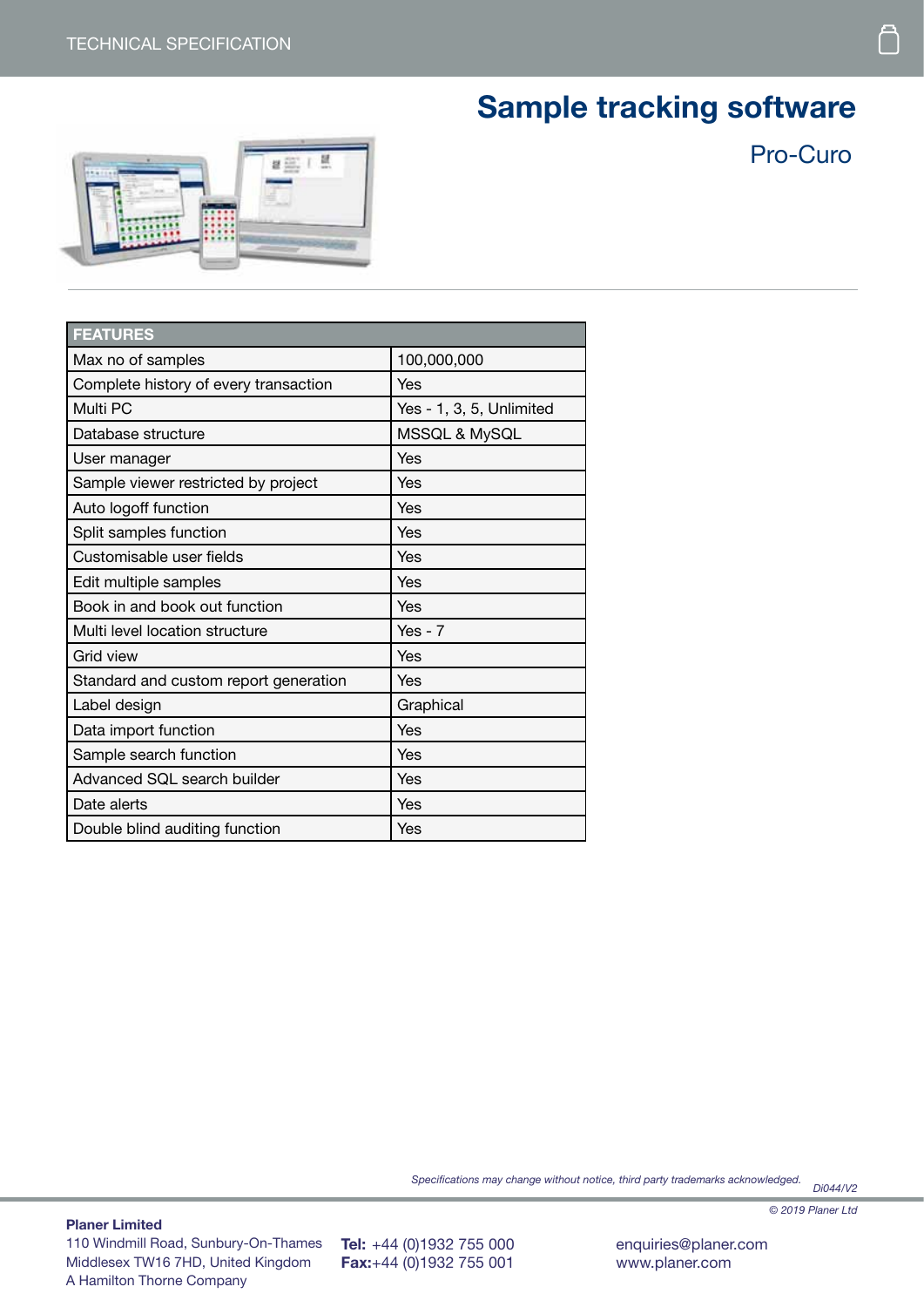# Sample tracking software

## Pro-Curo

| FEATURES | |
|---|---|
| Max no of samples | 100,000,000 |
| Complete history of every transaction | Yes |
| Multi PC | Yes - 1, 3, 5, Unlimited |
| Database structure | MSSQL & MySQL |
| User manager | Yes |
| Sample viewer restricted by project | Yes |
| Auto logoff function | Yes |
| Split samples function | Yes |
| Customisable user fields | Yes |
| Edit multiple samples | Yes |
| Book in and book out function | Yes |
| Multi level location structure | Yes - 7 |
| Grid view | Yes |
| Standard and custom report generation | Yes |
| Label design | Graphical |
| Data import function | Yes |
| Sample search function | Yes |
| Advanced SQL search builder | Yes |
| Date alerts | Yes |
| Double blind auditing function | Yes |

*Specifications may change without notice, third party trademarks acknowledged.* *Di044/V2*

*© 2019 Planer Ltd*

**Planer Limited**
110 Windmill Road, Sunbury-On-Thames
Middlesex TW16 7HD, United Kingdom
A Hamilton Thorne Company

**Tel:** +44 (0)1932 755 000
**Fax:**+44 (0)1932 755 001

enquiries@planer.com
www.planer.com